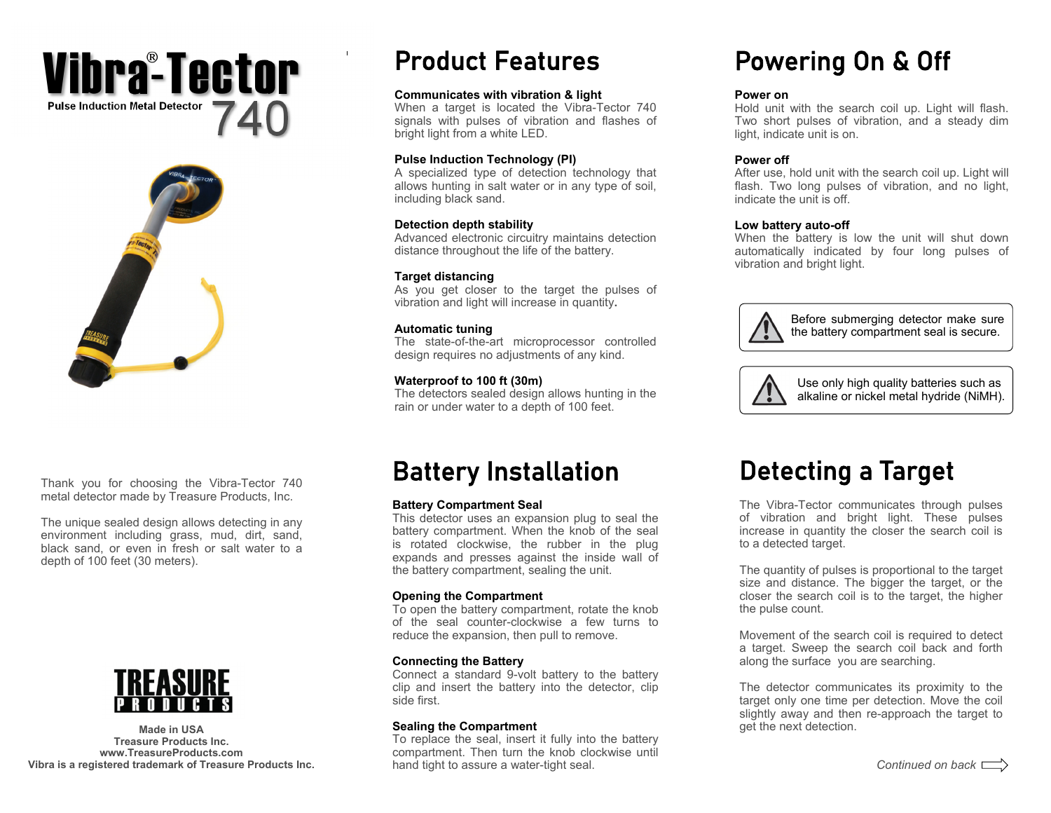# Vibra®-Tector 740

Pulse Induction Metal Detector

Thank you for choosing the Vibra-Tector 740 metal detector made by Treasure Products, Inc.

The unique sealed design allows detecting in any environment including grass, mud, dirt, sand, black sand, or even in fresh or salt water to a depth of 100 feet (30 meters).

**TREASURE PRODUCTS**

**Made in USA**
**Treasure Products Inc.**
**www.TreasureProducts.com**
**Vibra is a registered trademark of Treasure Products Inc.**

## Product Features

**Communicates with vibration & light**
When a target is located the Vibra-Tector 740 signals with pulses of vibration and flashes of bright light from a white LED.

**Pulse Induction Technology (PI)**
A specialized type of detection technology that allows hunting in salt water or in any type of soil, including black sand.

**Detection depth stability**
Advanced electronic circuitry maintains detection distance throughout the life of the battery.

**Target distancing**
As you get closer to the target the pulses of vibration and light will increase in quantity.

**Automatic tuning**
The state-of-the-art microprocessor controlled design requires no adjustments of any kind.

**Waterproof to 100 ft (30m)**
The detectors sealed design allows hunting in the rain or under water to a depth of 100 feet.

## Powering On & Off

**Power on**
Hold unit with the search coil up. Light will flash. Two short pulses of vibration, and a steady dim light, indicate unit is on.

**Power off**
After use, hold unit with the search coil up. Light will flash. Two long pulses of vibration, and no light, indicate the unit is off.

**Low battery auto-off**
When the battery is low the unit will shut down automatically indicated by four long pulses of vibration and bright light.

⚠ Before submerging detector make sure the battery compartment seal is secure.

⚠ Use only high quality batteries such as alkaline or nickel metal hydride (NiMH).

## Battery Installation

**Battery Compartment Seal**
This detector uses an expansion plug to seal the battery compartment. When the knob of the seal is rotated clockwise, the rubber in the plug expands and presses against the inside wall of the battery compartment, sealing the unit.

**Opening the Compartment**
To open the battery compartment, rotate the knob of the seal counter-clockwise a few turns to reduce the expansion, then pull to remove.

**Connecting the Battery**
Connect a standard 9-volt battery to the battery clip and insert the battery into the detector, clip side first.

**Sealing the Compartment**
To replace the seal, insert it fully into the battery compartment. Then turn the knob clockwise until hand tight to assure a water-tight seal.

## Detecting a Target

The Vibra-Tector communicates through pulses of vibration and bright light. These pulses increase in quantity the closer the search coil is to a detected target.

The quantity of pulses is proportional to the target size and distance. The bigger the target, or the closer the search coil is to the target, the higher the pulse count.

Movement of the search coil is required to detect a target. Sweep the search coil back and forth along the surface you are searching.

The detector communicates its proximity to the target only one time per detection. Move the coil slightly away and then re-approach the target to get the next detection.

*Continued on back*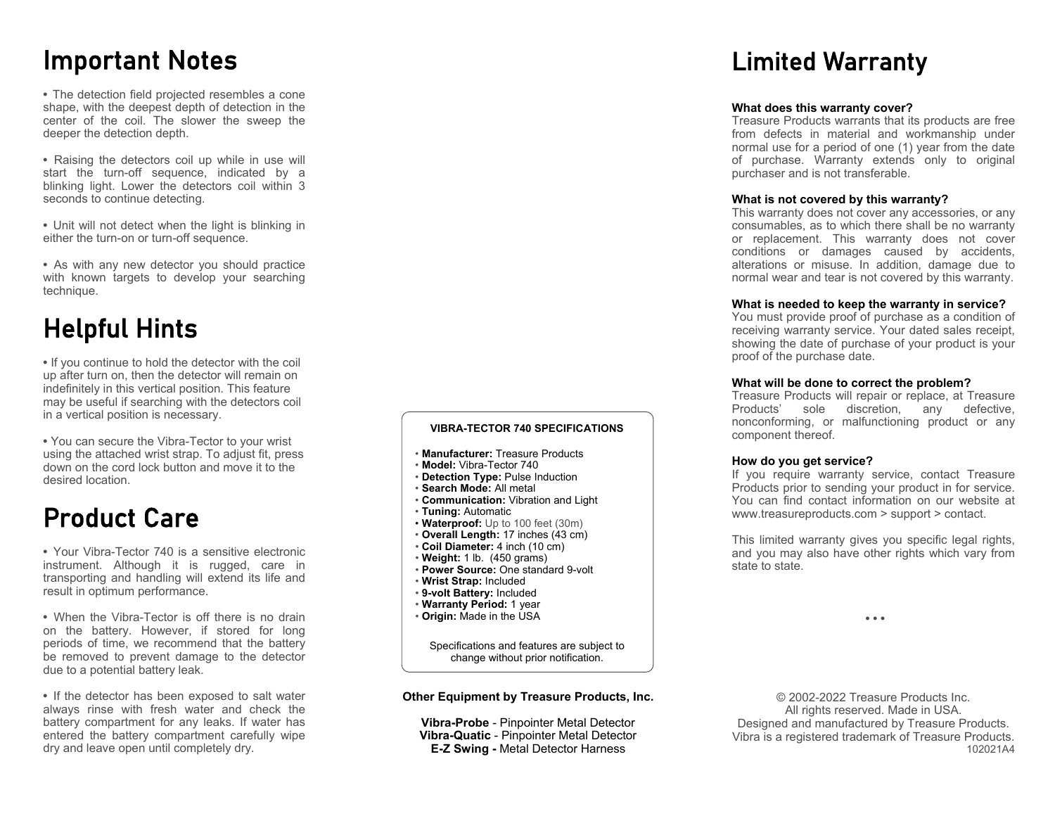# Important Notes

- The detection field projected resembles a cone shape, with the deepest depth of detection in the center of the coil. The slower the sweep the deeper the detection depth.

- Raising the detectors coil up while in use will start the turn-off sequence, indicated by a blinking light. Lower the detectors coil within 3 seconds to continue detecting.

- Unit will not detect when the light is blinking in either the turn-on or turn-off sequence.

- As with any new detector you should practice with known targets to develop your searching technique.

# Helpful Hints

- If you continue to hold the detector with the coil up after turn on, then the detector will remain on indefinitely in this vertical position. This feature may be useful if searching with the detectors coil in a vertical position is necessary.

- You can secure the Vibra-Tector to your wrist using the attached wrist strap. To adjust fit, press down on the cord lock button and move it to the desired location.

# Product Care

- Your Vibra-Tector 740 is a sensitive electronic instrument. Although it is rugged, care in transporting and handling will extend its life and result in optimum performance.

- When the Vibra-Tector is off there is no drain on the battery. However, if stored for long periods of time, we recommend that the battery be removed to prevent damage to the detector due to a potential battery leak.

- If the detector has been exposed to salt water always rinse with fresh water and check the battery compartment for any leaks. If water has entered the battery compartment carefully wipe dry and leave open until completely dry.

**VIBRA-TECTOR 740 SPECIFICATIONS**

- **Manufacturer:** Treasure Products
- **Model:** Vibra-Tector 740
- **Detection Type:** Pulse Induction
- **Search Mode:** All metal
- **Communication:** Vibration and Light
- **Tuning:** Automatic
- **Waterproof:** Up to 100 feet (30m)
- **Overall Length:** 17 inches (43 cm)
- **Coil Diameter:** 4 inch (10 cm)
- **Weight:** 1 lb. (450 grams)
- **Power Source:** One standard 9-volt
- **Wrist Strap:** Included
- **9-volt Battery:** Included
- **Warranty Period:** 1 year
- **Origin:** Made in the USA

Specifications and features are subject to change without prior notification.

**Other Equipment by Treasure Products, Inc.**

**Vibra-Probe** - Pinpointer Metal Detector
**Vibra-Quatic** - Pinpointer Metal Detector
**E-Z Swing -** Metal Detector Harness

# Limited Warranty

**What does this warranty cover?**
Treasure Products warrants that its products are free from defects in material and workmanship under normal use for a period of one (1) year from the date of purchase. Warranty extends only to original purchaser and is not transferable.

**What is not covered by this warranty?**
This warranty does not cover any accessories, or any consumables, as to which there shall be no warranty or replacement. This warranty does not cover conditions or damages caused by accidents, alterations or misuse. In addition, damage due to normal wear and tear is not covered by this warranty.

**What is needed to keep the warranty in service?**
You must provide proof of purchase as a condition of receiving warranty service. Your dated sales receipt, showing the date of purchase of your product is your proof of the purchase date.

**What will be done to correct the problem?**
Treasure Products will repair or replace, at Treasure Products' sole discretion, any defective, nonconforming, or malfunctioning product or any component thereof.

**How do you get service?**
If you require warranty service, contact Treasure Products prior to sending your product in for service. You can find contact information on our website at www.treasureproducts.com > support > contact.

This limited warranty gives you specific legal rights, and you may also have other rights which vary from state to state.

• • •

© 2002-2022 Treasure Products Inc.
All rights reserved. Made in USA.
Designed and manufactured by Treasure Products.
Vibra is a registered trademark of Treasure Products.
102021A4